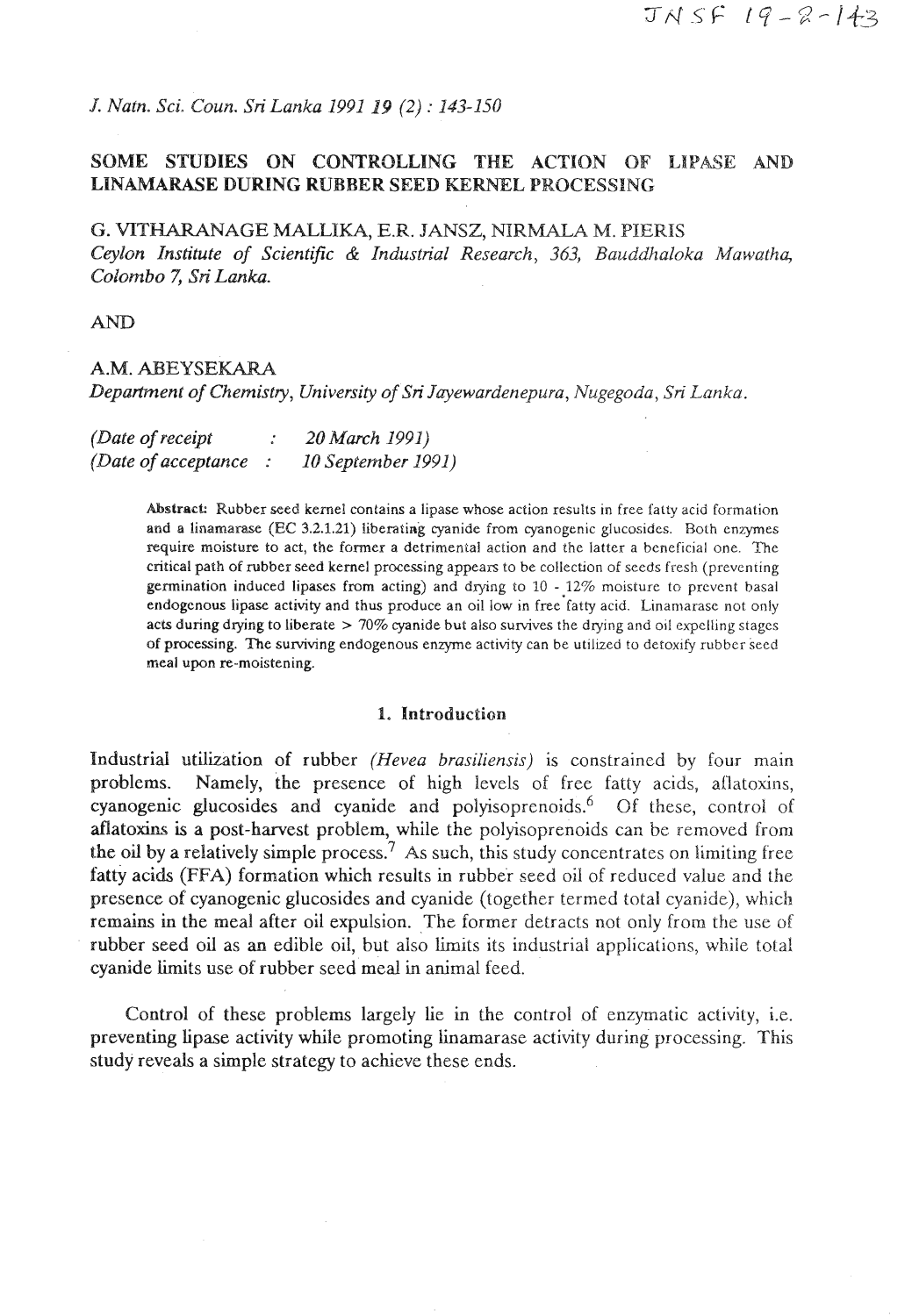*J. Natn. Sci. Coun. Sri Lanka 1991 19 (2) : 143-150*

# SOME STUDIES ON CONTROLLING THE ACTION OF LIPASE AND LINAMARASE DURING RUBBER SEED KERNEL PROCESSING

G. VITHARANAGE MALLIKA, E.R. JANSZ, NIRMALA M. PIERIS
*Ceylon Institute of Scientific & Industrial Research, 363, Bauddhaloka Mawatha, Colombo 7, Sri Lanka.*

AND

A.M. ABEYSEKARA
*Department of Chemistry, University of Sri Jayewardenepura, Nugegoda, Sri Lanka.*

*(Date of receipt : 20 March 1991)*
*(Date of acceptance : 10 September 1991)*

**Abstract:** Rubber seed kernel contains a lipase whose action results in free fatty acid formation and a linamarase (EC 3.2.1.21) liberating cyanide from cyanogenic glucosides. Both enzymes require moisture to act, the former a detrimental action and the latter a beneficial one. The critical path of rubber seed kernel processing appears to be collection of seeds fresh (preventing germination induced lipases from acting) and drying to 10 - 12% moisture to prevent basal endogenous lipase activity and thus produce an oil low in free fatty acid. Linamarase not only acts during drying to liberate > 70% cyanide but also survives the drying and oil expelling stages of processing. The surviving endogenous enzyme activity can be utilized to detoxify rubber seed meal upon re-moistening.

## 1. Introduction

Industrial utilization of rubber *(Hevea brasiliensis)* is constrained by four main problems. Namely, the presence of high levels of free fatty acids, aflatoxins, cyanogenic glucosides and cyanide and polyisoprenoids.[6] Of these, control of aflatoxins is a post-harvest problem, while the polyisoprenoids can be removed from the oil by a relatively simple process.[7] As such, this study concentrates on limiting free fatty acids (FFA) formation which results in rubber seed oil of reduced value and the presence of cyanogenic glucosides and cyanide (together termed total cyanide), which remains in the meal after oil expulsion. The former detracts not only from the use of rubber seed oil as an edible oil, but also limits its industrial applications, while total cyanide limits use of rubber seed meal in animal feed.

Control of these problems largely lie in the control of enzymatic activity, i.e. preventing lipase activity while promoting linamarase activity during processing. This study reveals a simple strategy to achieve these ends.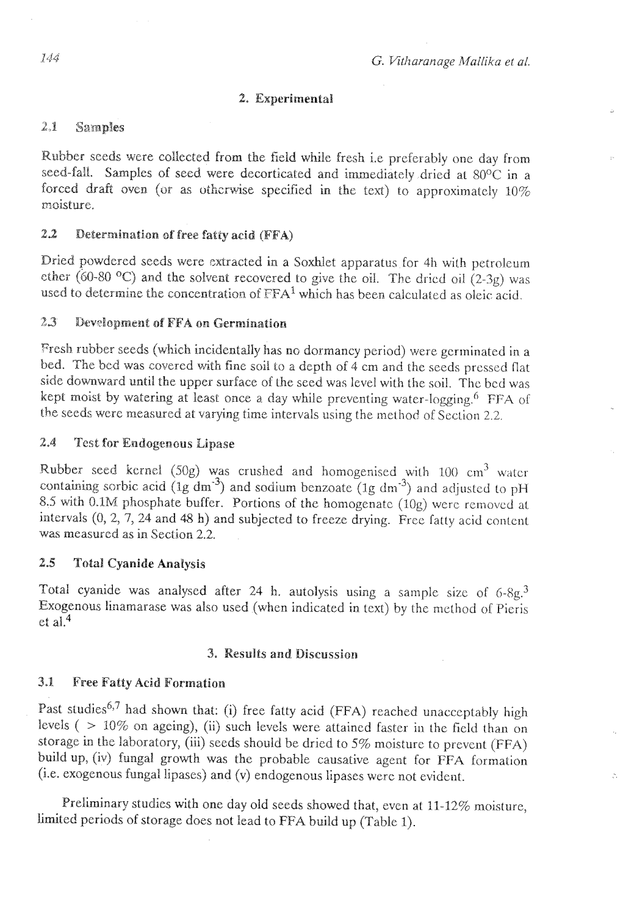## 2. Experimental

### 2.1 Samples

Rubber seeds were collected from the field while fresh i.e preferably one day from seed-fall. Samples of seed were decorticated and immediately dried at 80°C in a forced draft oven (or as otherwise specified in the text) to approximately 10% moisture.

### 2.2 Determination of free fatty acid (FFA)

Dried powdered seeds were extracted in a Soxhlet apparatus for 4h with petroleum ether (60-80 °C) and the solvent recovered to give the oil. The dried oil (2-3g) was used to determine the concentration of FFA[1] which has been calculated as oleic acid.

### 2.3 Development of FFA on Germination

Fresh rubber seeds (which incidentally has no dormancy period) were germinated in a bed. The bed was covered with fine soil to a depth of 4 cm and the seeds pressed flat side downward until the upper surface of the seed was level with the soil. The bed was kept moist by watering at least once a day while preventing water-logging.[6] FFA of the seeds were measured at varying time intervals using the method of Section 2.2.

### 2.4 Test for Endogenous Lipase

Rubber seed kernel (50g) was crushed and homogenised with 100 $cm^3$ water containing sorbic acid (1g $dm^{-3}$) and sodium benzoate (1g $dm^{-3}$) and adjusted to pH 8.5 with 0.1M phosphate buffer. Portions of the homogenate (10g) were removed at intervals (0, 2, 7, 24 and 48 h) and subjected to freeze drying. Free fatty acid content was measured as in Section 2.2.

### 2.5 Total Cyanide Analysis

Total cyanide was analysed after 24 h. autolysis using a sample size of 6-8g.[3] Exogenous linamarase was also used (when indicated in text) by the method of Pieris et al.[4]

## 3. Results and Discussion

### 3.1 Free Fatty Acid Formation

Past studies[6,7] had shown that: (i) free fatty acid (FFA) reached unacceptably high levels ( > 10% on ageing), (ii) such levels were attained faster in the field than on storage in the laboratory, (iii) seeds should be dried to 5% moisture to prevent (FFA) build up, (iv) fungal growth was the probable causative agent for FFA formation (i.e. exogenous fungal lipases) and (v) endogenous lipases were not evident.

Preliminary studies with one day old seeds showed that, even at 11-12% moisture, limited periods of storage does not lead to FFA build up (Table 1).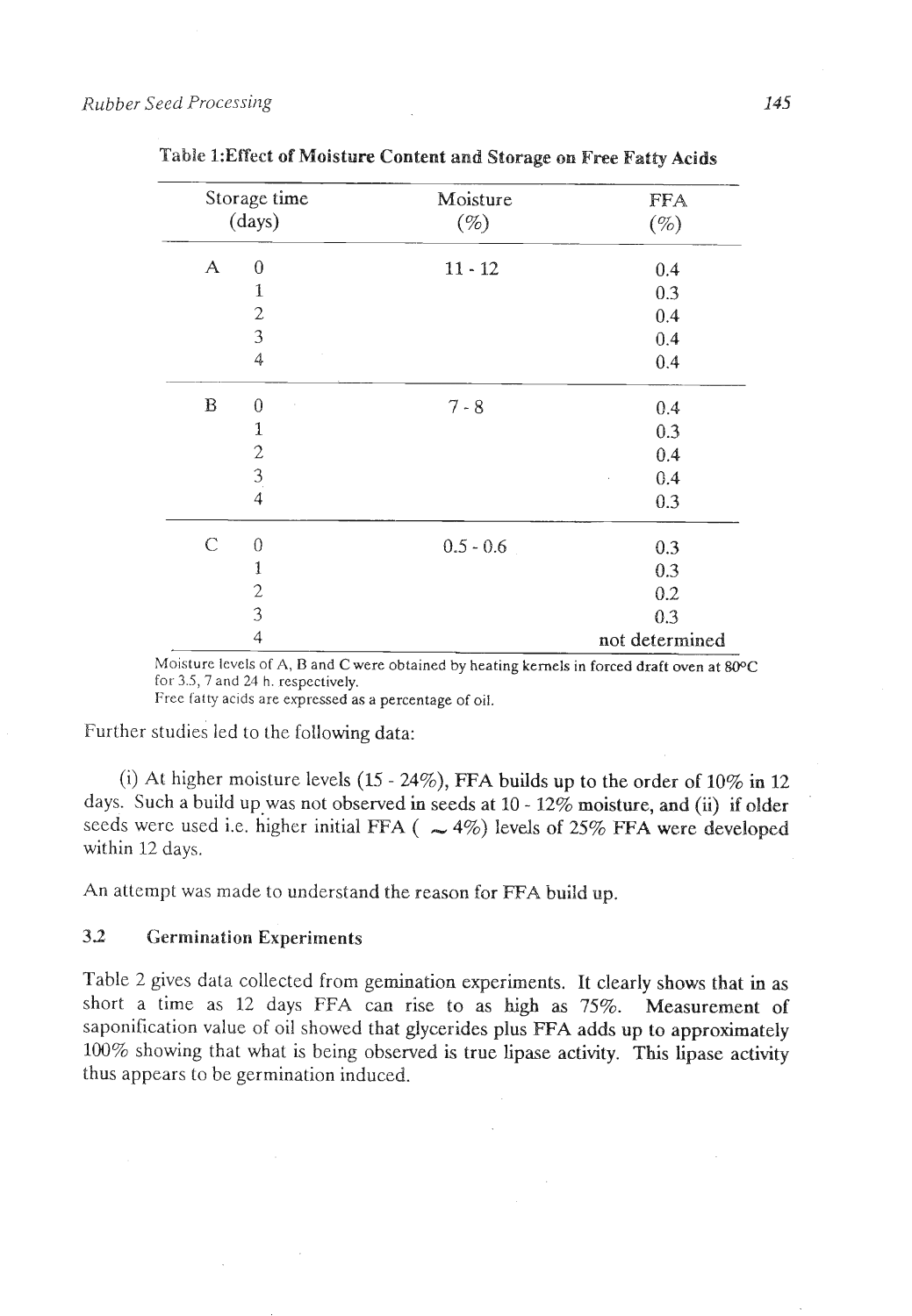**Table 1:Effect of Moisture Content and Storage on Free Fatty Acids**

| Storage time (days) | | Moisture (%) | FFA (%) |
|---|---|---|---|
| A | 0 | 11 - 12 | 0.4 |
| | 1 | | 0.3 |
| | 2 | | 0.4 |
| | 3 | | 0.4 |
| | 4 | | 0.4 |
| B | 0 | 7 - 8 | 0.4 |
| | 1 | | 0.3 |
| | 2 | | 0.4 |
| | 3 | | 0.4 |
| | 4 | | 0.3 |
| C | 0 | 0.5 - 0.6 | 0.3 |
| | 1 | | 0.3 |
| | 2 | | 0.2 |
| | 3 | | 0.3 |
| | 4 | | not determined |

Moisture levels of A, B and C were obtained by heating kernels in forced draft oven at 80°C for 3.5, 7 and 24 h. respectively.
Free fatty acids are expressed as a percentage of oil.

Further studies led to the following data:

(i) At higher moisture levels (15 - 24%), FFA builds up to the order of 10% in 12 days. Such a build up was not observed in seeds at 10 - 12% moisture, and (ii) if older seeds were used i.e. higher initial FFA ( ~ 4%) levels of 25% FFA were developed within 12 days.

An attempt was made to understand the reason for FFA build up.

### 3.2 Germination Experiments

Table 2 gives data collected from gemination experiments. It clearly shows that in as short a time as 12 days FFA can rise to as high as 75%. Measurement of saponification value of oil showed that glycerides plus FFA adds up to approximately 100% showing that what is being observed is true lipase activity. This lipase activity thus appears to be germination induced.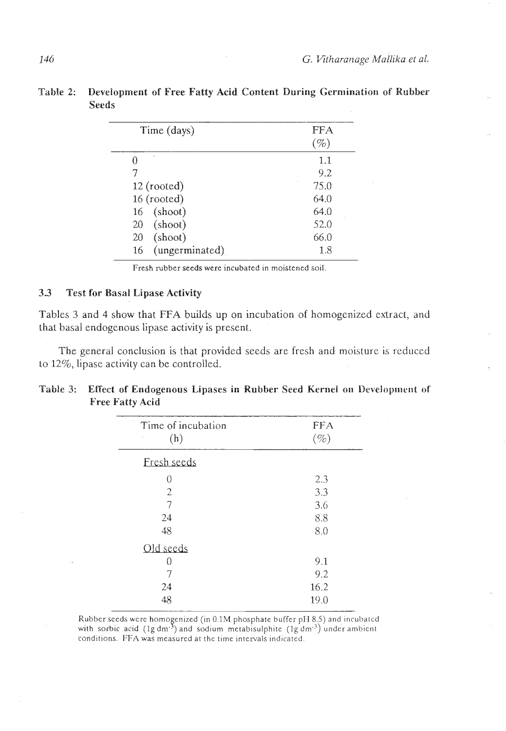**Table 2: Development of Free Fatty Acid Content During Germination of Rubber Seeds**

| Time (days) | FFA (%) |
|---|---|
| 0 | 1.1 |
| 7 | 9.2 |
| 12 (rooted) | 75.0 |
| 16 (rooted) | 64.0 |
| 16 (shoot) | 64.0 |
| 20 (shoot) | 52.0 |
| 20 (shoot) | 66.0 |
| 16 (ungerminated) | 1.8 |

Fresh rubber seeds were incubated in moistened soil.

### 3.3 Test for Basal Lipase Activity

Tables 3 and 4 show that FFA builds up on incubation of homogenized extract, and that basal endogenous lipase activity is present.

The general conclusion is that provided seeds are fresh and moisture is reduced to 12%, lipase activity can be controlled.

**Table 3: Effect of Endogenous Lipases in Rubber Seed Kernel on Development of Free Fatty Acid**

| Time of incubation (h) | FFA (%) |
|---|---|
| Fresh seeds | |
| 0 | 2.3 |
| 2 | 3.3 |
| 7 | 3.6 |
| 24 | 8.8 |
| 48 | 8.0 |
| Old seeds | |
| 0 | 9.1 |
| 7 | 9.2 |
| 24 | 16.2 |
| 48 | 19.0 |

Rubber seeds were homogenized (in 0.1M phosphate buffer pH 8.5) and incubated with sorbic acid (1g $dm^{-3}$) and sodium metabisulphite (1g $dm^{-3}$) under ambient conditions. FFA was measured at the time intervals indicated.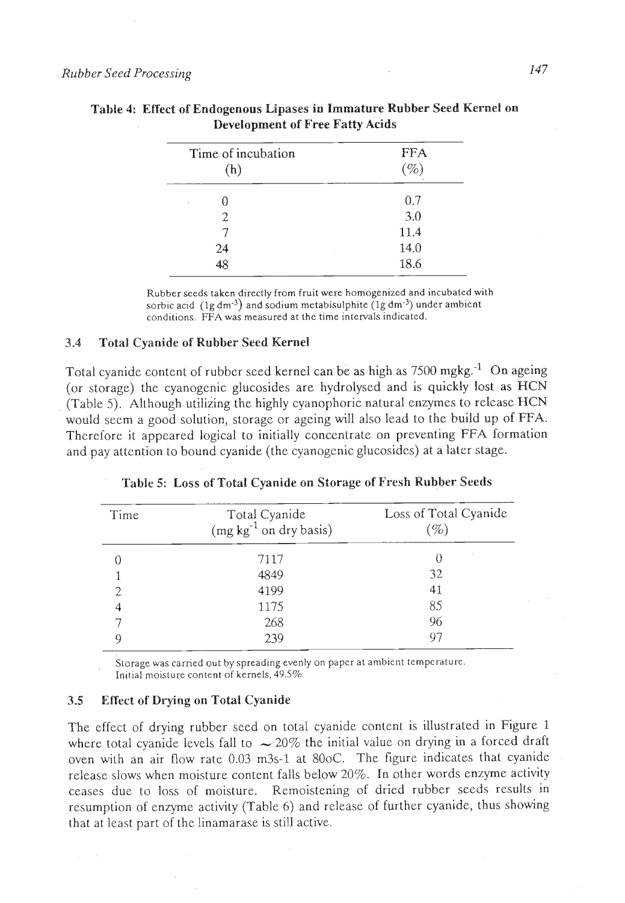**Table 4: Effect of Endogenous Lipases in Immature Rubber Seed Kernel on Development of Free Fatty Acids**

| Time of incubation (h) | FFA (%) |
|---|---|
| 0 | 0.7 |
| 2 | 3.0 |
| 7 | 11.4 |
| 24 | 14.0 |
| 48 | 18.6 |

Rubber seeds taken directly from fruit were homogenized and incubated with sorbic acid (1g $dm^{-3}$) and sodium metabisulphite (1g $dm^{-3}$) under ambient conditions. FFA was measured at the time intervals indicated.

### 3.4 Total Cyanide of Rubber Seed Kernel

Total cyanide content of rubber seed kernel can be as high as 7500 $mgkg^{-1}$ On ageing (or storage) the cyanogenic glucosides are hydrolysed and is quickly lost as HCN (Table 5). Although utilizing the highly cyanophoric natural enzymes to release HCN would seem a good solution, storage or ageing will also lead to the build up of FFA. Therefore it appeared logical to initially concentrate on preventing FFA formation and pay attention to bound cyanide (the cyanogenic glucosides) at a later stage.

**Table 5: Loss of Total Cyanide on Storage of Fresh Rubber Seeds**

| Time | Total Cyanide ($mg\ kg^{-1}$ on dry basis) | Loss of Total Cyanide (%) |
|---|---|---|
| 0 | 7117 | 0 |
| 1 | 4849 | 32 |
| 2 | 4199 | 41 |
| 4 | 1175 | 85 |
| 7 | 268 | 96 |
| 9 | 239 | 97 |

Storage was carried out by spreading evenly on paper at ambient temperature. Initial moisture content of kernels, 49.5%.

### 3.5 Effect of Drying on Total Cyanide

The effect of drying rubber seed on total cyanide content is illustrated in Figure 1 where total cyanide levels fall to ~ 20% the initial value on drying in a forced draft oven with an air flow rate 0.03 m3s-1 at 80oC. The figure indicates that cyanide release slows when moisture content falls below 20%. In other words enzyme activity ceases due to loss of moisture. Remoistening of dried rubber seeds results in resumption of enzyme activity (Table 6) and release of further cyanide, thus showing that at least part of the linamarase is still active.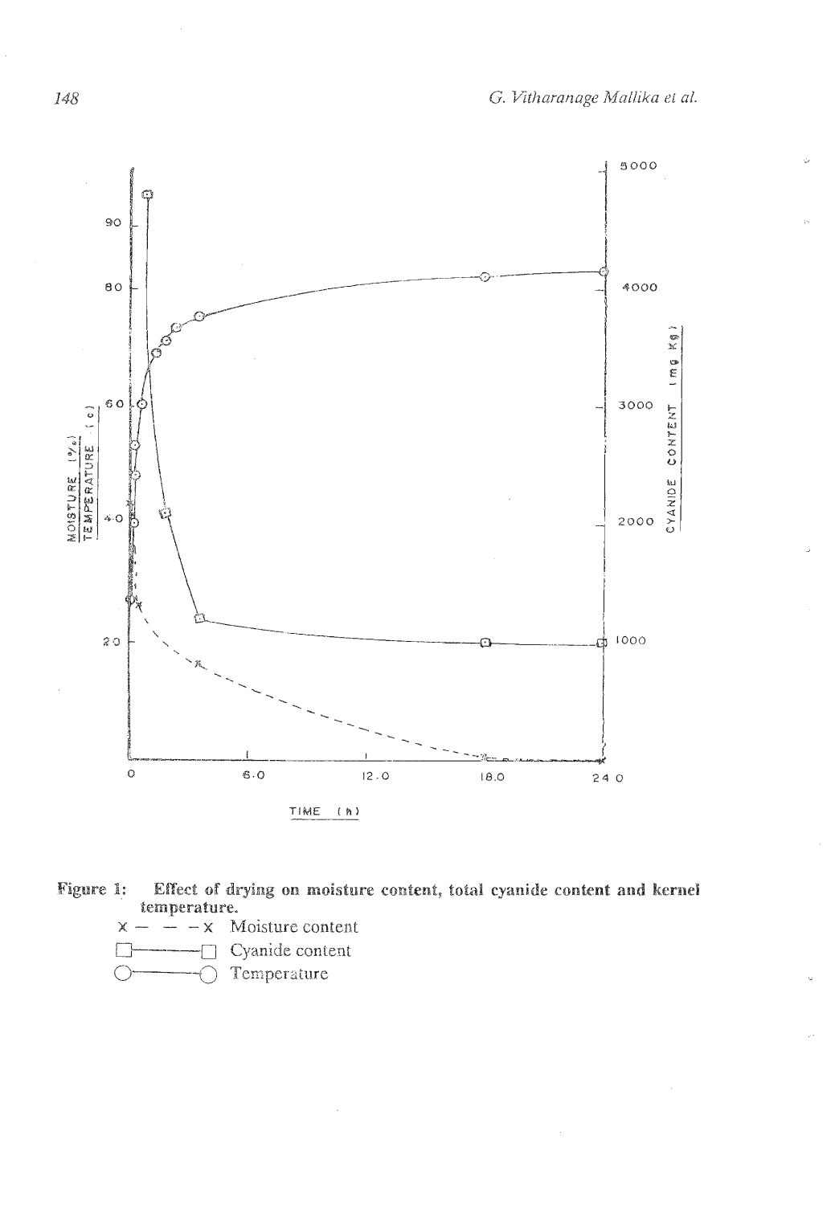**Figure 1:** Effect of drying on moisture content, total cyanide content and kernel temperature.

x — — — x Moisture content

□———□ Cyanide content

○———○ Temperature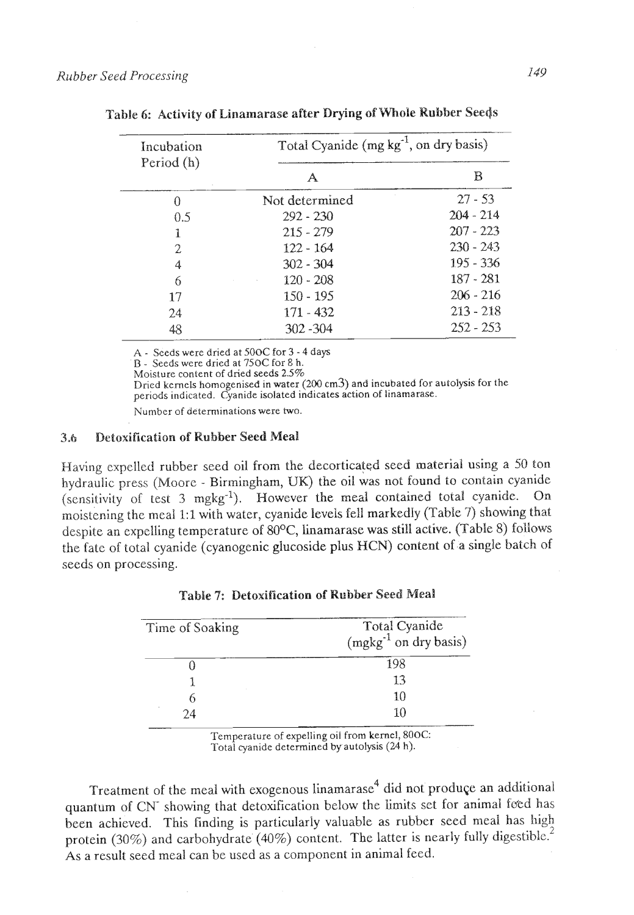**Table 6: Activity of Linamarase after Drying of Whole Rubber Seeds**

| Incubation Period (h) | Total Cyanide (mg $kg^{-1}$, on dry basis) | |
|---|---|---|
| | A | B |
| 0 | Not determined | 27 - 53 |
| 0.5 | 292 - 230 | 204 - 214 |
| 1 | 215 - 279 | 207 - 223 |
| 2 | 122 - 164 | 230 - 243 |
| 4 | 302 - 304 | 195 - 336 |
| 6 | 120 - 208 | 187 - 281 |
| 17 | 150 - 195 | 206 - 216 |
| 24 | 171 - 432 | 213 - 218 |
| 48 | 302 -304 | 252 - 253 |

A - Seeds were dried at 50OC for 3 - 4 days
B - Seeds were dried at 75OC for 8 h.
Moisture content of dried seeds 2.5%
Dried kernels homogenised in water (200 $cm^3$) and incubated for autolysis for the periods indicated. Cyanide isolated indicates action of linamarase.

Number of determinations were two.

### 3.6 Detoxification of Rubber Seed Meal

Having expelled rubber seed oil from the decorticated seed material using a 50 ton hydraulic press (Moore - Birmingham, UK) the oil was not found to contain cyanide (sensitivity of test 3 $mgkg^{-1}$). However the meal contained total cyanide. On moistening the meal 1:1 with water, cyanide levels fell markedly (Table 7) showing that despite an expelling temperature of 80°C, linamarase was still active. (Table 8) follows the fate of total cyanide (cyanogenic glucoside plus HCN) content of a single batch of seeds on processing.

**Table 7: Detoxification of Rubber Seed Meal**

| Time of Soaking | Total Cyanide ($mgkg^{-1}$ on dry basis) |
|---|---|
| 0 | 198 |
| 1 | 13 |
| 6 | 10 |
| 24 | 10 |

Temperature of expelling oil from kernel, 80OC:
Total cyanide determined by autolysis (24 h).

Treatment of the meal with exogenous linamarase[4] did not produce an additional quantum of $CN^-$ showing that detoxification below the limits set for animal feed has been achieved. This finding is particularly valuable as rubber seed meal has high protein (30%) and carbohydrate (40%) content. The latter is nearly fully digestible.[2] As a result seed meal can be used as a component in animal feed.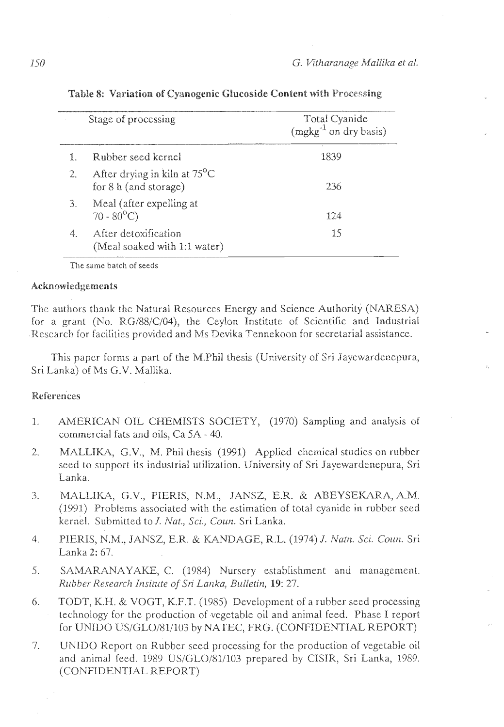**Table 8: Variation of Cyanogenic Glucoside Content with Processing**

| Stage of processing | Total Cyanide ($mgkg^{-1}$ on dry basis) |
|---|---|
| 1. Rubber seed kernel | 1839 |
| 2. After drying in kiln at 75°C for 8 h (and storage) | 236 |
| 3. Meal (after expelling at 70 - 80°C) | 124 |
| 4. After detoxification (Meal soaked with 1:1 water) | 15 |

The same batch of seeds

### Acknowledgements

The authors thank the Natural Resources Energy and Science Authority (NARESA) for a grant (No. RG/88/C/04), the Ceylon Institute of Scientific and Industrial Research for facilities provided and Ms Devika Tennekoon for secretarial assistance.

This paper forms a part of the M.Phil thesis (University of Sri Jayewardenepura, Sri Lanka) of Ms G.V. Mallika.

### References

1. AMERICAN OIL CHEMISTS SOCIETY, (1970) Sampling and analysis of commercial fats and oils, Ca 5A - 40.
2. MALLIKA, G.V., M. Phil thesis (1991) Applied chemical studies on rubber seed to support its industrial utilization. University of Sri Jayewardenepura, Sri Lanka.
3. MALLIKA, G.V., PIERIS, N.M., JANSZ, E.R. & ABEYSEKARA, A.M. (1991) Problems associated with the estimation of total cyanide in rubber seed kernel. Submitted to *J. Nat., Sci., Coun.* Sri Lanka.
4. PIERIS, N.M., JANSZ, E.R. & KANDAGE, R.L. (1974) *J. Natn. Sci. Coun.* Sri Lanka **2:** 67.
5. SAMARANAYAKE, C. (1984) Nursery establishment and management. *Rubber Research Insitute of Sri Lanka, Bulletin,* **19:** 27.
6. TODT, K.H. & VOGT, K.F.T. (1985) Development of a rubber seed processing technology for the production of vegetable oil and animal feed. Phase I report for UNIDO US/GLO/81/103 by NATEC, FRG. (CONFIDENTIAL REPORT)
7. UNIDO Report on Rubber seed processing for the production of vegetable oil and animal feed. 1989 US/GLO/81/103 prepared by CISIR, Sri Lanka, 1989. (CONFIDENTIAL REPORT)